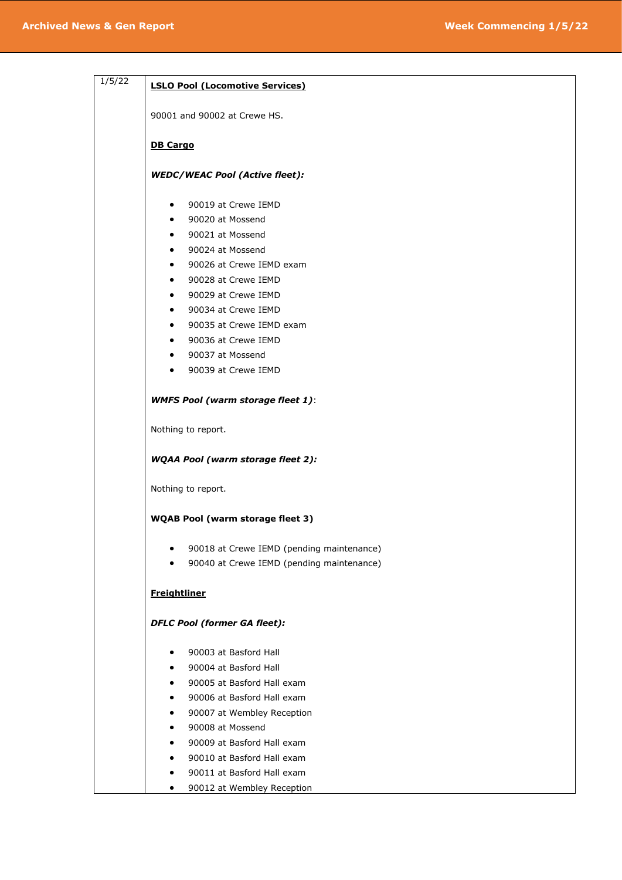| 1/5/22 | **LSLO Pool (Locomotive Services)**<br><br>90001 and 90002 at Crewe HS.<br><br>**DB Cargo**<br><br>***WEDC/WEAC Pool (Active fleet):***<br><br>• 90019 at Crewe IEMD<br>• 90020 at Mossend<br>• 90021 at Mossend<br>• 90024 at Mossend<br>• 90026 at Crewe IEMD exam<br>• 90028 at Crewe IEMD<br>• 90029 at Crewe IEMD<br>• 90034 at Crewe IEMD<br>• 90035 at Crewe IEMD exam<br>• 90036 at Crewe IEMD<br>• 90037 at Mossend<br>• 90039 at Crewe IEMD<br><br>***WMFS Pool (warm storage fleet 1)***:<br><br>Nothing to report.<br><br>***WQAA Pool (warm storage fleet 2):***<br><br>Nothing to report.<br><br>**WQAB Pool (warm storage fleet 3)**<br><br>• 90018 at Crewe IEMD (pending maintenance)<br>• 90040 at Crewe IEMD (pending maintenance)<br><br>**Freightliner**<br><br>***DFLC Pool (former GA fleet):***<br><br>• 90003 at Basford Hall<br>• 90004 at Basford Hall<br>• 90005 at Basford Hall exam<br>• 90006 at Basford Hall exam<br>• 90007 at Wembley Reception<br>• 90008 at Mossend<br>• 90009 at Basford Hall exam<br>• 90010 at Basford Hall exam<br>• 90011 at Basford Hall exam<br>• 90012 at Wembley Reception |
|---|---|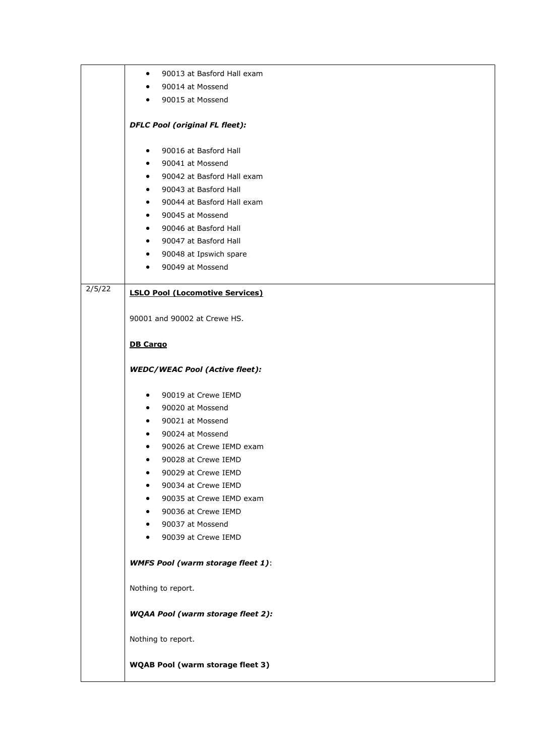| | |
|---|---|
| | • 90013 at Basford Hall exam<br>• 90014 at Mossend<br>• 90015 at Mossend<br><br>***DFLC Pool (original FL fleet):***<br><br>• 90016 at Basford Hall<br>• 90041 at Mossend<br>• 90042 at Basford Hall exam<br>• 90043 at Basford Hall<br>• 90044 at Basford Hall exam<br>• 90045 at Mossend<br>• 90046 at Basford Hall<br>• 90047 at Basford Hall<br>• 90048 at Ipswich spare<br>• 90049 at Mossend |
| 2/5/22 | **LSLO Pool (Locomotive Services)**<br><br>90001 and 90002 at Crewe HS.<br><br>**DB Cargo**<br><br>***WEDC/WEAC Pool (Active fleet):***<br><br>• 90019 at Crewe IEMD<br>• 90020 at Mossend<br>• 90021 at Mossend<br>• 90024 at Mossend<br>• 90026 at Crewe IEMD exam<br>• 90028 at Crewe IEMD<br>• 90029 at Crewe IEMD<br>• 90034 at Crewe IEMD<br>• 90035 at Crewe IEMD exam<br>• 90036 at Crewe IEMD<br>• 90037 at Mossend<br>• 90039 at Crewe IEMD<br><br>***WMFS Pool (warm storage fleet 1)***:<br><br>Nothing to report.<br><br>***WQAA Pool (warm storage fleet 2):***<br><br>Nothing to report.<br><br>**WQAB Pool (warm storage fleet 3)** |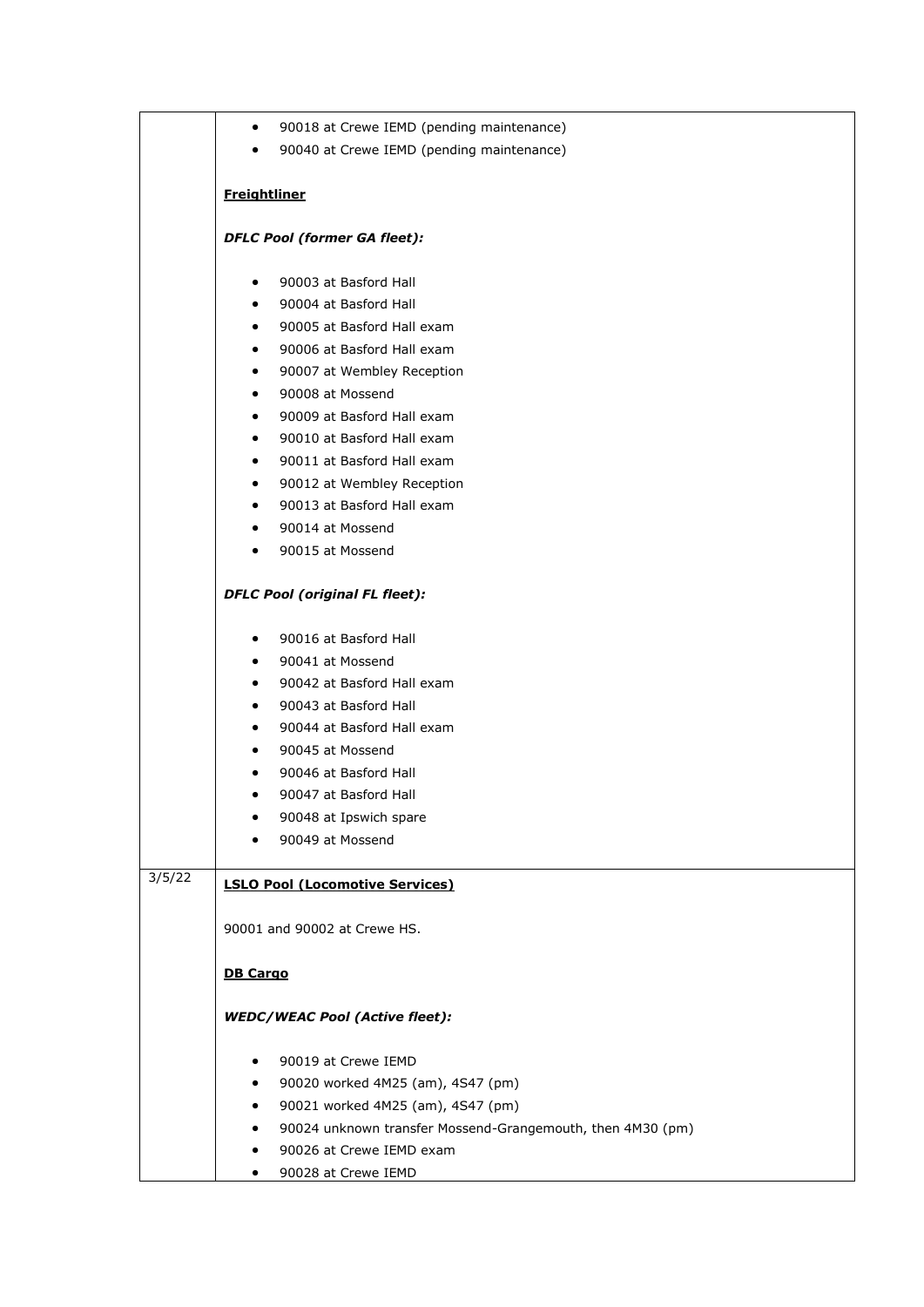| | |
|---|---|
| | • 90018 at Crewe IEMD (pending maintenance)<br>• 90040 at Crewe IEMD (pending maintenance)<br><br>**Freightliner**<br><br>***DFLC Pool (former GA fleet):***<br><br>• 90003 at Basford Hall<br>• 90004 at Basford Hall<br>• 90005 at Basford Hall exam<br>• 90006 at Basford Hall exam<br>• 90007 at Wembley Reception<br>• 90008 at Mossend<br>• 90009 at Basford Hall exam<br>• 90010 at Basford Hall exam<br>• 90011 at Basford Hall exam<br>• 90012 at Wembley Reception<br>• 90013 at Basford Hall exam<br>• 90014 at Mossend<br>• 90015 at Mossend<br><br>***DFLC Pool (original FL fleet):***<br><br>• 90016 at Basford Hall<br>• 90041 at Mossend<br>• 90042 at Basford Hall exam<br>• 90043 at Basford Hall<br>• 90044 at Basford Hall exam<br>• 90045 at Mossend<br>• 90046 at Basford Hall<br>• 90047 at Basford Hall<br>• 90048 at Ipswich spare<br>• 90049 at Mossend |
| 3/5/22 | **LSLO Pool (Locomotive Services)**<br><br>90001 and 90002 at Crewe HS.<br><br>**DB Cargo**<br><br>***WEDC/WEAC Pool (Active fleet):***<br><br>• 90019 at Crewe IEMD<br>• 90020 worked 4M25 (am), 4S47 (pm)<br>• 90021 worked 4M25 (am), 4S47 (pm)<br>• 90024 unknown transfer Mossend-Grangemouth, then 4M30 (pm)<br>• 90026 at Crewe IEMD exam<br>• 90028 at Crewe IEMD |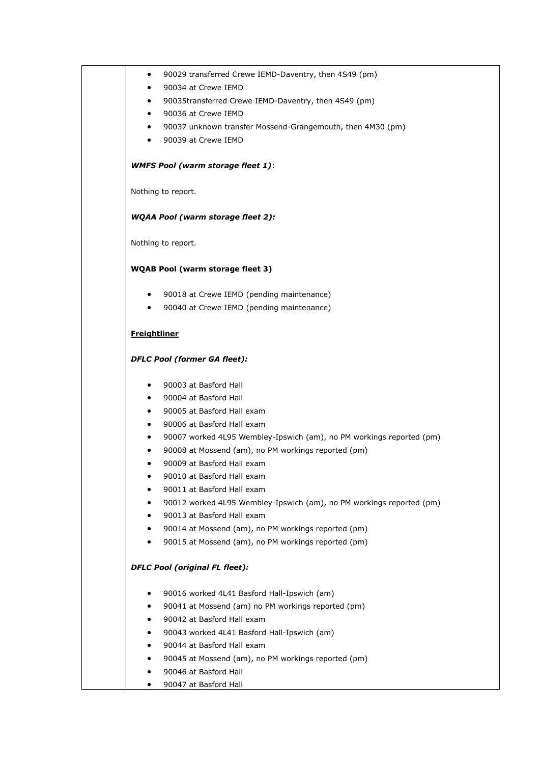- 90029 transferred Crewe IEMD-Daventry, then 4S49 (pm)
- 90034 at Crewe IEMD
- 90035transferred Crewe IEMD-Daventry, then 4S49 (pm)
- 90036 at Crewe IEMD
- 90037 unknown transfer Mossend-Grangemouth, then 4M30 (pm)
- 90039 at Crewe IEMD

***WMFS Pool (warm storage fleet 1)***:

Nothing to report.

***WQAA Pool (warm storage fleet 2):***

Nothing to report.

**WQAB Pool (warm storage fleet 3)**

- 90018 at Crewe IEMD (pending maintenance)
- 90040 at Crewe IEMD (pending maintenance)

**Freightliner**

***DFLC Pool (former GA fleet):***

- 90003 at Basford Hall
- 90004 at Basford Hall
- 90005 at Basford Hall exam
- 90006 at Basford Hall exam
- 90007 worked 4L95 Wembley-Ipswich (am), no PM workings reported (pm)
- 90008 at Mossend (am), no PM workings reported (pm)
- 90009 at Basford Hall exam
- 90010 at Basford Hall exam
- 90011 at Basford Hall exam
- 90012 worked 4L95 Wembley-Ipswich (am), no PM workings reported (pm)
- 90013 at Basford Hall exam
- 90014 at Mossend (am), no PM workings reported (pm)
- 90015 at Mossend (am), no PM workings reported (pm)

***DFLC Pool (original FL fleet):***

- 90016 worked 4L41 Basford Hall-Ipswich (am)
- 90041 at Mossend (am) no PM workings reported (pm)
- 90042 at Basford Hall exam
- 90043 worked 4L41 Basford Hall-Ipswich (am)
- 90044 at Basford Hall exam
- 90045 at Mossend (am), no PM workings reported (pm)
- 90046 at Basford Hall
- 90047 at Basford Hall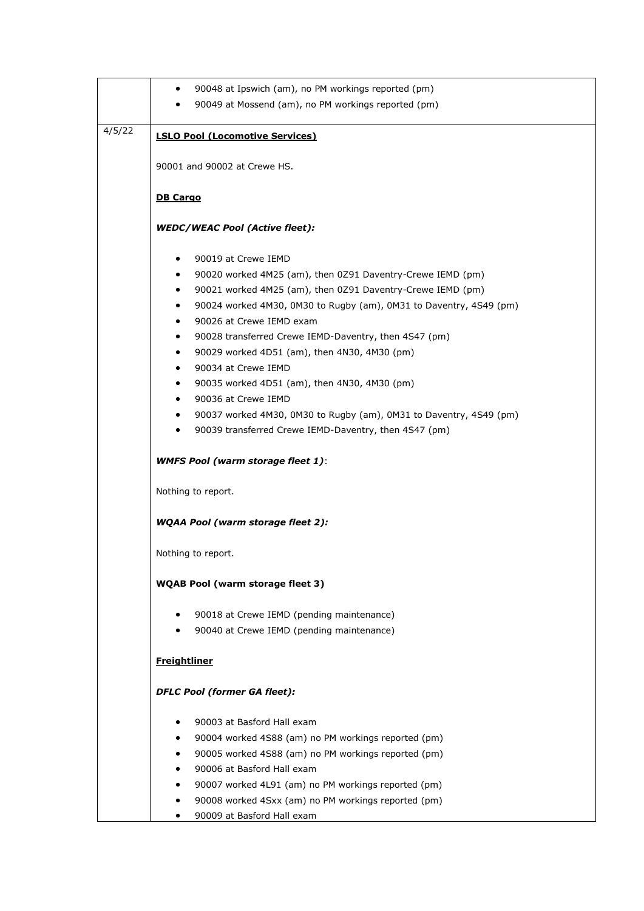| | |
|---|---|
| | • 90048 at Ipswich (am), no PM workings reported (pm)<br>• 90049 at Mossend (am), no PM workings reported (pm) |
| 4/5/22 | **<u>LSLO Pool (Locomotive Services)</u>**<br><br>90001 and 90002 at Crewe HS.<br><br>**<u>DB Cargo</u>**<br><br>***WEDC/WEAC Pool (Active fleet):***<br><br>• 90019 at Crewe IEMD<br>• 90020 worked 4M25 (am), then 0Z91 Daventry-Crewe IEMD (pm)<br>• 90021 worked 4M25 (am), then 0Z91 Daventry-Crewe IEMD (pm)<br>• 90024 worked 4M30, 0M30 to Rugby (am), 0M31 to Daventry, 4S49 (pm)<br>• 90026 at Crewe IEMD exam<br>• 90028 transferred Crewe IEMD-Daventry, then 4S47 (pm)<br>• 90029 worked 4D51 (am), then 4N30, 4M30 (pm)<br>• 90034 at Crewe IEMD<br>• 90035 worked 4D51 (am), then 4N30, 4M30 (pm)<br>• 90036 at Crewe IEMD<br>• 90037 worked 4M30, 0M30 to Rugby (am), 0M31 to Daventry, 4S49 (pm)<br>• 90039 transferred Crewe IEMD-Daventry, then 4S47 (pm)<br><br>***WMFS Pool (warm storage fleet 1)***:<br><br>Nothing to report.<br><br>***WQAA Pool (warm storage fleet 2):***<br><br>Nothing to report.<br><br>**WQAB Pool (warm storage fleet 3)**<br><br>• 90018 at Crewe IEMD (pending maintenance)<br>• 90040 at Crewe IEMD (pending maintenance)<br><br>**<u>Freightliner</u>**<br><br>***DFLC Pool (former GA fleet):***<br><br>• 90003 at Basford Hall exam<br>• 90004 worked 4S88 (am) no PM workings reported (pm)<br>• 90005 worked 4S88 (am) no PM workings reported (pm)<br>• 90006 at Basford Hall exam<br>• 90007 worked 4L91 (am) no PM workings reported (pm)<br>• 90008 worked 4Sxx (am) no PM workings reported (pm)<br>• 90009 at Basford Hall exam |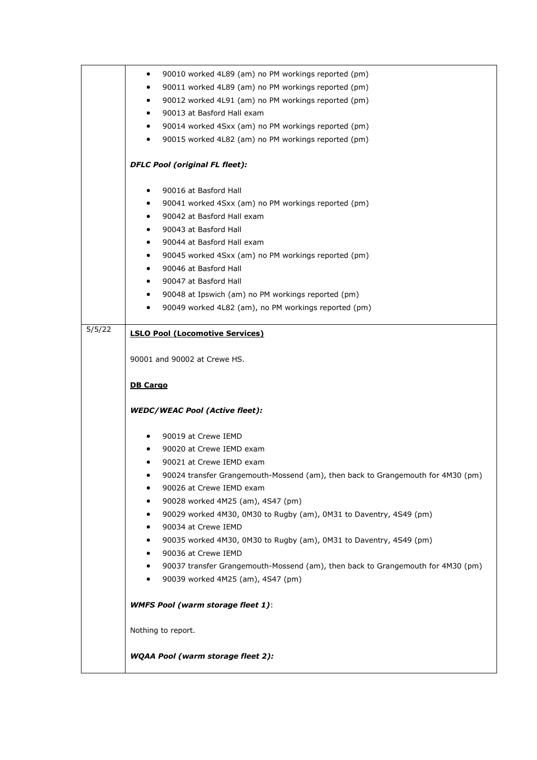| | |
|---|---|
| | • 90010 worked 4L89 (am) no PM workings reported (pm)<br>• 90011 worked 4L89 (am) no PM workings reported (pm)<br>• 90012 worked 4L91 (am) no PM workings reported (pm)<br>• 90013 at Basford Hall exam<br>• 90014 worked 4Sxx (am) no PM workings reported (pm)<br>• 90015 worked 4L82 (am) no PM workings reported (pm)<br><br>***DFLC Pool (original FL fleet):***<br><br>• 90016 at Basford Hall<br>• 90041 worked 4Sxx (am) no PM workings reported (pm)<br>• 90042 at Basford Hall exam<br>• 90043 at Basford Hall<br>• 90044 at Basford Hall exam<br>• 90045 worked 4Sxx (am) no PM workings reported (pm)<br>• 90046 at Basford Hall<br>• 90047 at Basford Hall<br>• 90048 at Ipswich (am) no PM workings reported (pm)<br>• 90049 worked 4L82 (am), no PM workings reported (pm) |
| 5/5/22 | <u>**LSLO Pool (Locomotive Services)**</u><br><br>90001 and 90002 at Crewe HS.<br><br><u>**DB Cargo**</u><br><br>***WEDC/WEAC Pool (Active fleet):***<br><br>• 90019 at Crewe IEMD<br>• 90020 at Crewe IEMD exam<br>• 90021 at Crewe IEMD exam<br>• 90024 transfer Grangemouth-Mossend (am), then back to Grangemouth for 4M30 (pm)<br>• 90026 at Crewe IEMD exam<br>• 90028 worked 4M25 (am), 4S47 (pm)<br>• 90029 worked 4M30, 0M30 to Rugby (am), 0M31 to Daventry, 4S49 (pm)<br>• 90034 at Crewe IEMD<br>• 90035 worked 4M30, 0M30 to Rugby (am), 0M31 to Daventry, 4S49 (pm)<br>• 90036 at Crewe IEMD<br>• 90037 transfer Grangemouth-Mossend (am), then back to Grangemouth for 4M30 (pm)<br>• 90039 worked 4M25 (am), 4S47 (pm)<br><br>***WMFS Pool (warm storage fleet 1)***:<br><br>Nothing to report.<br><br>***WQAA Pool (warm storage fleet 2):*** |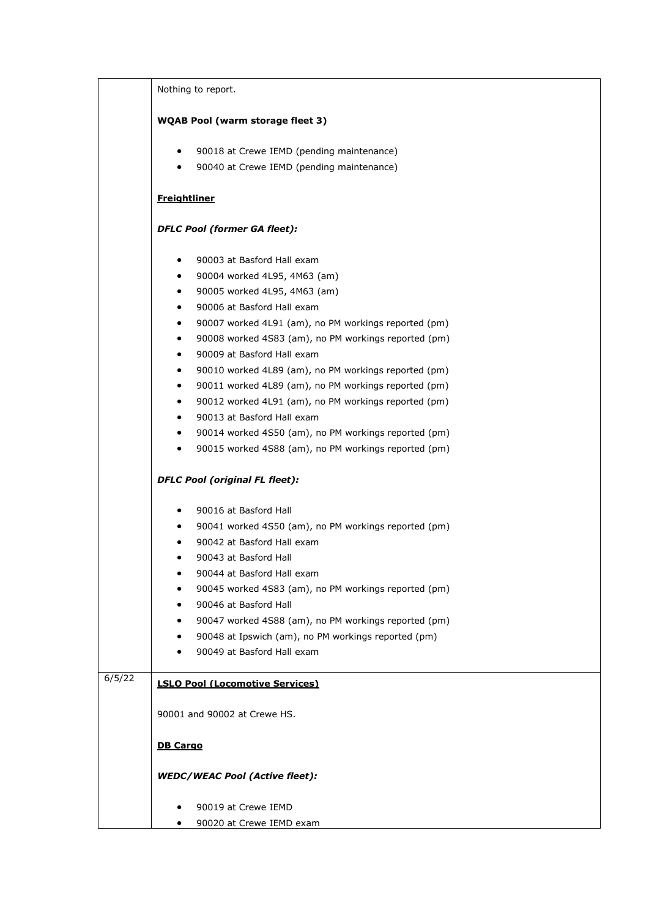| | |
|---|---|
| | Nothing to report.<br><br>**WQAB Pool (warm storage fleet 3)**<br><br>- 90018 at Crewe IEMD (pending maintenance)<br>- 90040 at Crewe IEMD (pending maintenance)<br><br>**<u>Freightliner</u>**<br><br>***DFLC Pool (former GA fleet):***<br><br>- 90003 at Basford Hall exam<br>- 90004 worked 4L95, 4M63 (am)<br>- 90005 worked 4L95, 4M63 (am)<br>- 90006 at Basford Hall exam<br>- 90007 worked 4L91 (am), no PM workings reported (pm)<br>- 90008 worked 4S83 (am), no PM workings reported (pm)<br>- 90009 at Basford Hall exam<br>- 90010 worked 4L89 (am), no PM workings reported (pm)<br>- 90011 worked 4L89 (am), no PM workings reported (pm)<br>- 90012 worked 4L91 (am), no PM workings reported (pm)<br>- 90013 at Basford Hall exam<br>- 90014 worked 4S50 (am), no PM workings reported (pm)<br>- 90015 worked 4S88 (am), no PM workings reported (pm)<br><br>***DFLC Pool (original FL fleet):***<br><br>- 90016 at Basford Hall<br>- 90041 worked 4S50 (am), no PM workings reported (pm)<br>- 90042 at Basford Hall exam<br>- 90043 at Basford Hall<br>- 90044 at Basford Hall exam<br>- 90045 worked 4S83 (am), no PM workings reported (pm)<br>- 90046 at Basford Hall<br>- 90047 worked 4S88 (am), no PM workings reported (pm)<br>- 90048 at Ipswich (am), no PM workings reported (pm)<br>- 90049 at Basford Hall exam |
| 6/5/22 | **<u>LSLO Pool (Locomotive Services)</u>**<br><br>90001 and 90002 at Crewe HS.<br><br>**<u>DB Cargo</u>**<br><br>***WEDC/WEAC Pool (Active fleet):***<br><br>- 90019 at Crewe IEMD<br>- 90020 at Crewe IEMD exam |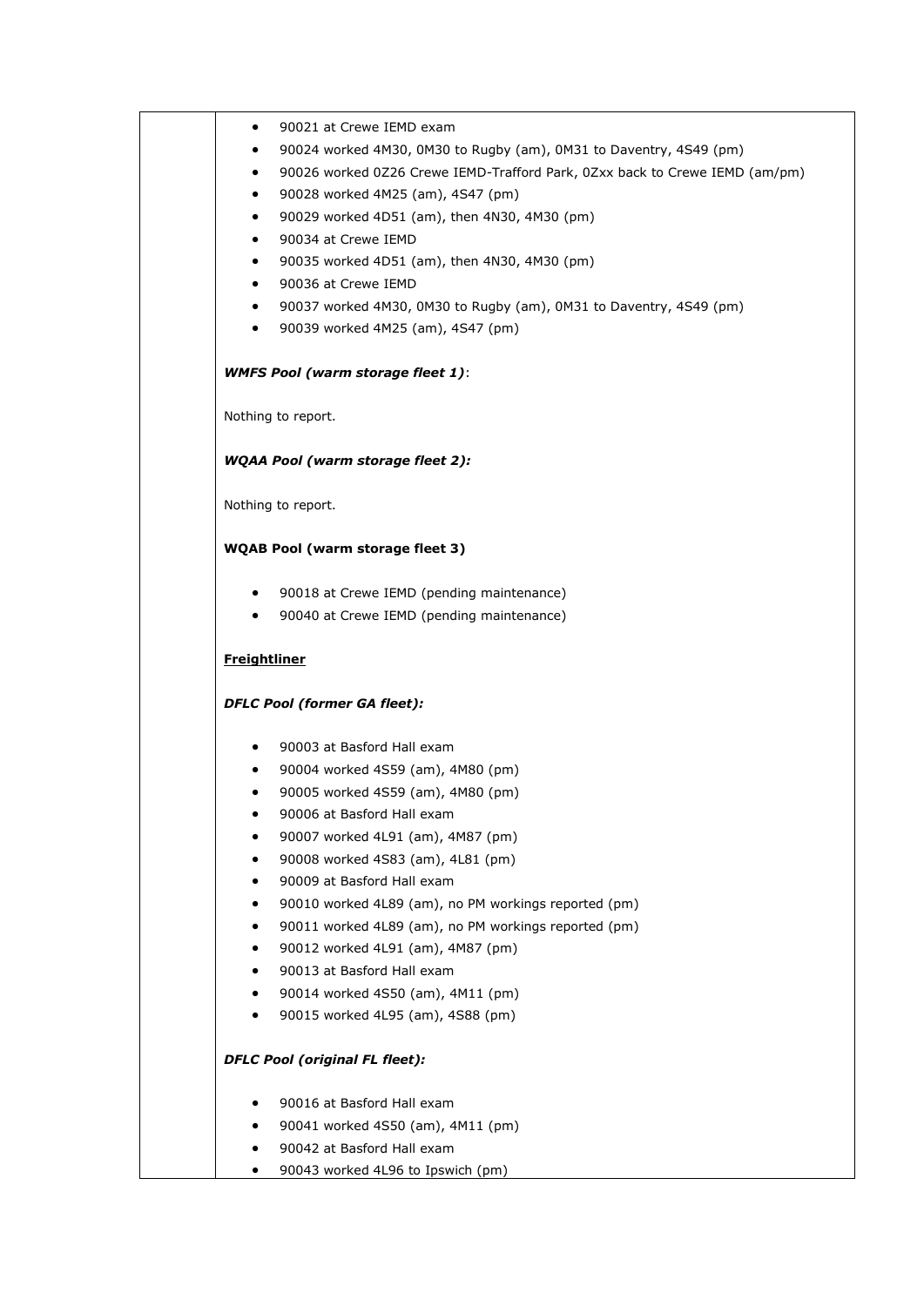- 90021 at Crewe IEMD exam
- 90024 worked 4M30, 0M30 to Rugby (am), 0M31 to Daventry, 4S49 (pm)
- 90026 worked 0Z26 Crewe IEMD-Trafford Park, 0Zxx back to Crewe IEMD (am/pm)
- 90028 worked 4M25 (am), 4S47 (pm)
- 90029 worked 4D51 (am), then 4N30, 4M30 (pm)
- 90034 at Crewe IEMD
- 90035 worked 4D51 (am), then 4N30, 4M30 (pm)
- 90036 at Crewe IEMD
- 90037 worked 4M30, 0M30 to Rugby (am), 0M31 to Daventry, 4S49 (pm)
- 90039 worked 4M25 (am), 4S47 (pm)

***WMFS Pool (warm storage fleet 1)***:

Nothing to report.

***WQAA Pool (warm storage fleet 2):***

Nothing to report.

**WQAB Pool (warm storage fleet 3)**

- 90018 at Crewe IEMD (pending maintenance)
- 90040 at Crewe IEMD (pending maintenance)

**Freightliner**

***DFLC Pool (former GA fleet):***

- 90003 at Basford Hall exam
- 90004 worked 4S59 (am), 4M80 (pm)
- 90005 worked 4S59 (am), 4M80 (pm)
- 90006 at Basford Hall exam
- 90007 worked 4L91 (am), 4M87 (pm)
- 90008 worked 4S83 (am), 4L81 (pm)
- 90009 at Basford Hall exam
- 90010 worked 4L89 (am), no PM workings reported (pm)
- 90011 worked 4L89 (am), no PM workings reported (pm)
- 90012 worked 4L91 (am), 4M87 (pm)
- 90013 at Basford Hall exam
- 90014 worked 4S50 (am), 4M11 (pm)
- 90015 worked 4L95 (am), 4S88 (pm)

***DFLC Pool (original FL fleet):***

- 90016 at Basford Hall exam
- 90041 worked 4S50 (am), 4M11 (pm)
- 90042 at Basford Hall exam
- 90043 worked 4L96 to Ipswich (pm)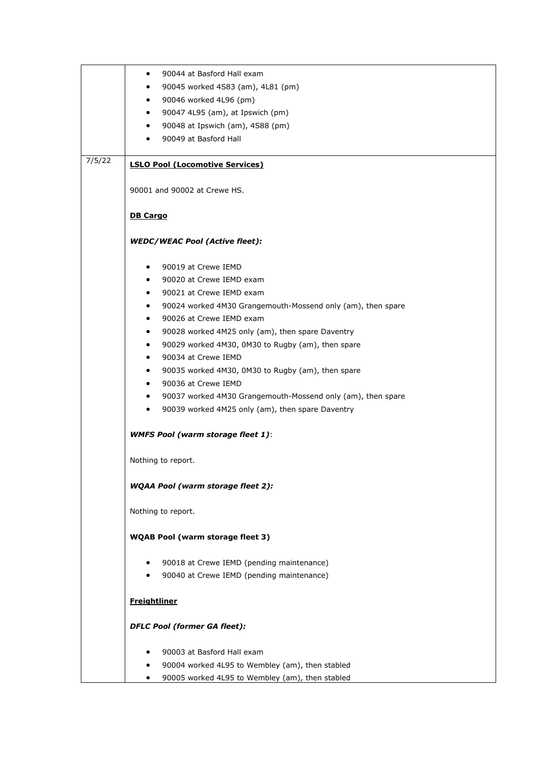| | |
|---|---|
| | • 90044 at Basford Hall exam<br>• 90045 worked 4S83 (am), 4L81 (pm)<br>• 90046 worked 4L96 (pm)<br>• 90047 4L95 (am), at Ipswich (pm)<br>• 90048 at Ipswich (am), 4S88 (pm)<br>• 90049 at Basford Hall |
| 7/5/22 | **LSLO Pool (Locomotive Services)**<br><br>90001 and 90002 at Crewe HS.<br><br>**DB Cargo**<br><br>***WEDC/WEAC Pool (Active fleet):***<br><br>• 90019 at Crewe IEMD<br>• 90020 at Crewe IEMD exam<br>• 90021 at Crewe IEMD exam<br>• 90024 worked 4M30 Grangemouth-Mossend only (am), then spare<br>• 90026 at Crewe IEMD exam<br>• 90028 worked 4M25 only (am), then spare Daventry<br>• 90029 worked 4M30, 0M30 to Rugby (am), then spare<br>• 90034 at Crewe IEMD<br>• 90035 worked 4M30, 0M30 to Rugby (am), then spare<br>• 90036 at Crewe IEMD<br>• 90037 worked 4M30 Grangemouth-Mossend only (am), then spare<br>• 90039 worked 4M25 only (am), then spare Daventry<br><br>***WMFS Pool (warm storage fleet 1)***:<br><br>Nothing to report.<br><br>***WQAA Pool (warm storage fleet 2):***<br><br>Nothing to report.<br><br>**WQAB Pool (warm storage fleet 3)**<br><br>• 90018 at Crewe IEMD (pending maintenance)<br>• 90040 at Crewe IEMD (pending maintenance)<br><br>**Freightliner**<br><br>***DFLC Pool (former GA fleet):***<br><br>• 90003 at Basford Hall exam<br>• 90004 worked 4L95 to Wembley (am), then stabled<br>• 90005 worked 4L95 to Wembley (am), then stabled |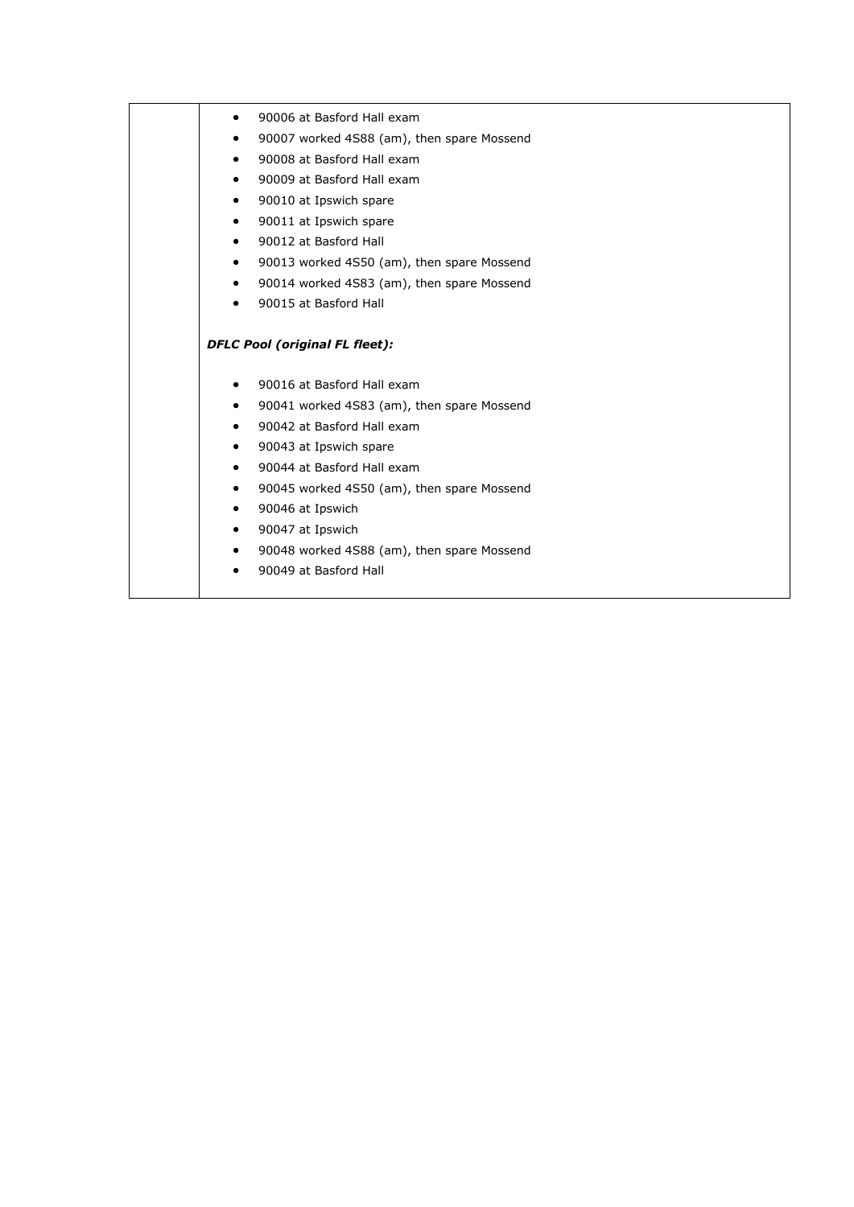| | |
|---|---|
| | • 90006 at Basford Hall exam<br>• 90007 worked 4S88 (am), then spare Mossend<br>• 90008 at Basford Hall exam<br>• 90009 at Basford Hall exam<br>• 90010 at Ipswich spare<br>• 90011 at Ipswich spare<br>• 90012 at Basford Hall<br>• 90013 worked 4S50 (am), then spare Mossend<br>• 90014 worked 4S83 (am), then spare Mossend<br>• 90015 at Basford Hall<br><br>***DFLC Pool (original FL fleet):***<br><br>• 90016 at Basford Hall exam<br>• 90041 worked 4S83 (am), then spare Mossend<br>• 90042 at Basford Hall exam<br>• 90043 at Ipswich spare<br>• 90044 at Basford Hall exam<br>• 90045 worked 4S50 (am), then spare Mossend<br>• 90046 at Ipswich<br>• 90047 at Ipswich<br>• 90048 worked 4S88 (am), then spare Mossend<br>• 90049 at Basford Hall |